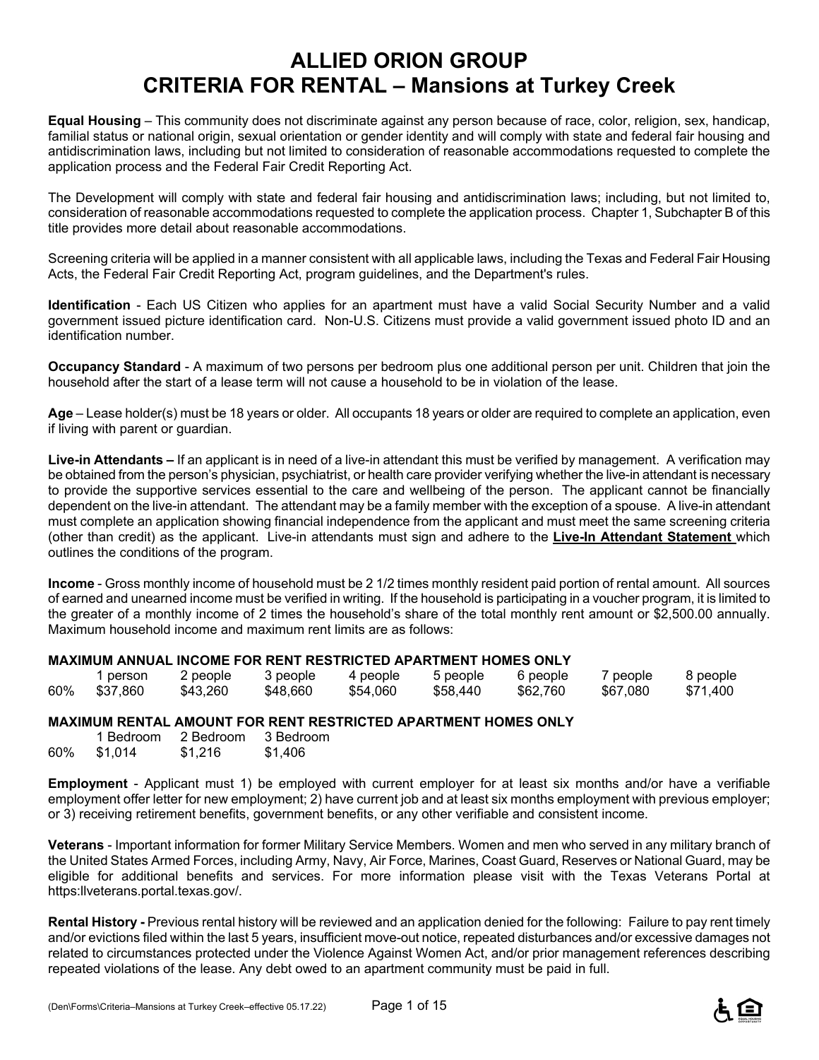# ALLIED ORION GROUP
# CRITERIA FOR RENTAL – Mansions at Turkey Creek

**Equal Housing** – This community does not discriminate against any person because of race, color, religion, sex, handicap, familial status or national origin, sexual orientation or gender identity and will comply with state and federal fair housing and antidiscrimination laws, including but not limited to consideration of reasonable accommodations requested to complete the application process and the Federal Fair Credit Reporting Act.

The Development will comply with state and federal fair housing and antidiscrimination laws; including, but not limited to, consideration of reasonable accommodations requested to complete the application process. Chapter 1, Subchapter B of this title provides more detail about reasonable accommodations.

Screening criteria will be applied in a manner consistent with all applicable laws, including the Texas and Federal Fair Housing Acts, the Federal Fair Credit Reporting Act, program guidelines, and the Department's rules.

**Identification** - Each US Citizen who applies for an apartment must have a valid Social Security Number and a valid government issued picture identification card. Non-U.S. Citizens must provide a valid government issued photo ID and an identification number.

**Occupancy Standard** - A maximum of two persons per bedroom plus one additional person per unit. Children that join the household after the start of a lease term will not cause a household to be in violation of the lease.

**Age** – Lease holder(s) must be 18 years or older. All occupants 18 years or older are required to complete an application, even if living with parent or guardian.

**Live-in Attendants –** If an applicant is in need of a live-in attendant this must be verified by management. A verification may be obtained from the person's physician, psychiatrist, or health care provider verifying whether the live-in attendant is necessary to provide the supportive services essential to the care and wellbeing of the person. The applicant cannot be financially dependent on the live-in attendant. The attendant may be a family member with the exception of a spouse. A live-in attendant must complete an application showing financial independence from the applicant and must meet the same screening criteria (other than credit) as the applicant. Live-in attendants must sign and adhere to the **Live-In Attendant Statement** which outlines the conditions of the program.

**Income** - Gross monthly income of household must be 2 1/2 times monthly resident paid portion of rental amount. All sources of earned and unearned income must be verified in writing. If the household is participating in a voucher program, it is limited to the greater of a monthly income of 2 times the household's share of the total monthly rent amount or $2,500.00 annually. Maximum household income and maximum rent limits are as follows:

**MAXIMUM ANNUAL INCOME FOR RENT RESTRICTED APARTMENT HOMES ONLY**

| | 1 person | 2 people | 3 people | 4 people | 5 people | 6 people | 7 people | 8 people |
|---|---|---|---|---|---|---|---|---|
| 60% | $37,860 | $43,260 | $48,660 | $54,060 | $58,440 | $62,760 | $67,080 | $71,400 |

**MAXIMUM RENTAL AMOUNT FOR RENT RESTRICTED APARTMENT HOMES ONLY**

| | 1 Bedroom | 2 Bedroom | 3 Bedroom |
|---|---|---|---|
| 60% | $1,014 | $1,216 | $1,406 |

**Employment** - Applicant must 1) be employed with current employer for at least six months and/or have a verifiable employment offer letter for new employment; 2) have current job and at least six months employment with previous employer; or 3) receiving retirement benefits, government benefits, or any other verifiable and consistent income.

**Veterans** - Important information for former Military Service Members. Women and men who served in any military branch of the United States Armed Forces, including Army, Navy, Air Force, Marines, Coast Guard, Reserves or National Guard, may be eligible for additional benefits and services. For more information please visit with the Texas Veterans Portal at https:llveterans.portal.texas.gov/.

**Rental History -** Previous rental history will be reviewed and an application denied for the following: Failure to pay rent timely and/or evictions filed within the last 5 years, insufficient move-out notice, repeated disturbances and/or excessive damages not related to circumstances protected under the Violence Against Women Act, and/or prior management references describing repeated violations of the lease. Any debt owed to an apartment community must be paid in full.

(Den\Forms\Criteria–Mansions at Turkey Creek–effective 05.17.22)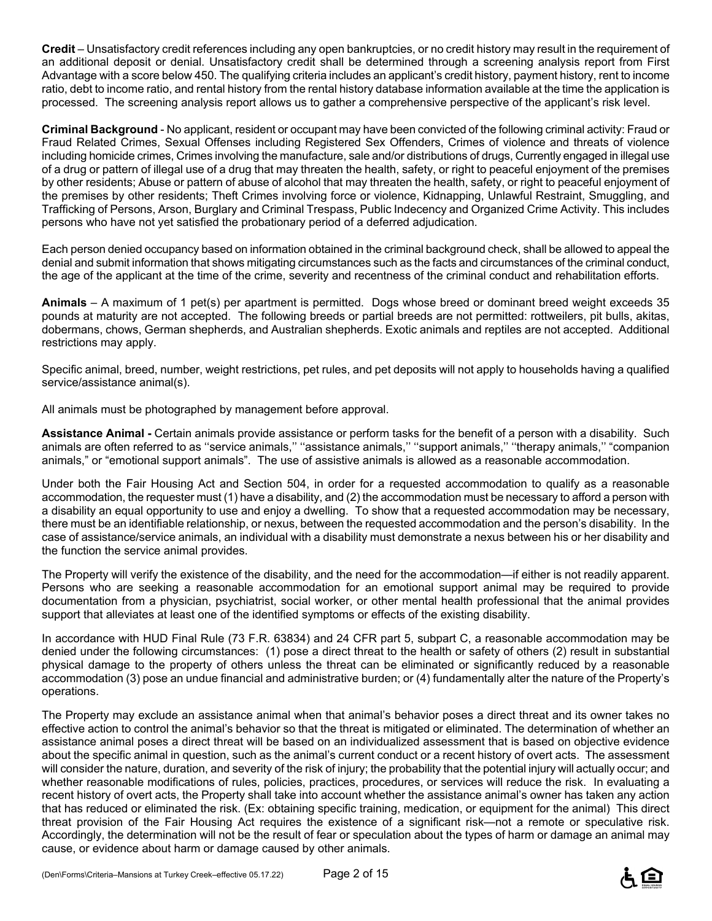**Credit** – Unsatisfactory credit references including any open bankruptcies, or no credit history may result in the requirement of an additional deposit or denial. Unsatisfactory credit shall be determined through a screening analysis report from First Advantage with a score below 450. The qualifying criteria includes an applicant's credit history, payment history, rent to income ratio, debt to income ratio, and rental history from the rental history database information available at the time the application is processed. The screening analysis report allows us to gather a comprehensive perspective of the applicant's risk level.

**Criminal Background** - No applicant, resident or occupant may have been convicted of the following criminal activity: Fraud or Fraud Related Crimes, Sexual Offenses including Registered Sex Offenders, Crimes of violence and threats of violence including homicide crimes, Crimes involving the manufacture, sale and/or distributions of drugs, Currently engaged in illegal use of a drug or pattern of illegal use of a drug that may threaten the health, safety, or right to peaceful enjoyment of the premises by other residents; Abuse or pattern of abuse of alcohol that may threaten the health, safety, or right to peaceful enjoyment of the premises by other residents; Theft Crimes involving force or violence, Kidnapping, Unlawful Restraint, Smuggling, and Trafficking of Persons, Arson, Burglary and Criminal Trespass, Public Indecency and Organized Crime Activity. This includes persons who have not yet satisfied the probationary period of a deferred adjudication.

Each person denied occupancy based on information obtained in the criminal background check, shall be allowed to appeal the denial and submit information that shows mitigating circumstances such as the facts and circumstances of the criminal conduct, the age of the applicant at the time of the crime, severity and recentness of the criminal conduct and rehabilitation efforts.

**Animals** – A maximum of 1 pet(s) per apartment is permitted. Dogs whose breed or dominant breed weight exceeds 35 pounds at maturity are not accepted. The following breeds or partial breeds are not permitted: rottweilers, pit bulls, akitas, dobermans, chows, German shepherds, and Australian shepherds. Exotic animals and reptiles are not accepted. Additional restrictions may apply.

Specific animal, breed, number, weight restrictions, pet rules, and pet deposits will not apply to households having a qualified service/assistance animal(s).

All animals must be photographed by management before approval.

**Assistance Animal -** Certain animals provide assistance or perform tasks for the benefit of a person with a disability. Such animals are often referred to as ''service animals,'' ''assistance animals,'' ''support animals,'' ''therapy animals,'' "companion animals," or "emotional support animals". The use of assistive animals is allowed as a reasonable accommodation.

Under both the Fair Housing Act and Section 504, in order for a requested accommodation to qualify as a reasonable accommodation, the requester must (1) have a disability, and (2) the accommodation must be necessary to afford a person with a disability an equal opportunity to use and enjoy a dwelling. To show that a requested accommodation may be necessary, there must be an identifiable relationship, or nexus, between the requested accommodation and the person's disability. In the case of assistance/service animals, an individual with a disability must demonstrate a nexus between his or her disability and the function the service animal provides.

The Property will verify the existence of the disability, and the need for the accommodation—if either is not readily apparent. Persons who are seeking a reasonable accommodation for an emotional support animal may be required to provide documentation from a physician, psychiatrist, social worker, or other mental health professional that the animal provides support that alleviates at least one of the identified symptoms or effects of the existing disability.

In accordance with HUD Final Rule (73 F.R. 63834) and 24 CFR part 5, subpart C, a reasonable accommodation may be denied under the following circumstances: (1) pose a direct threat to the health or safety of others (2) result in substantial physical damage to the property of others unless the threat can be eliminated or significantly reduced by a reasonable accommodation (3) pose an undue financial and administrative burden; or (4) fundamentally alter the nature of the Property's operations.

The Property may exclude an assistance animal when that animal's behavior poses a direct threat and its owner takes no effective action to control the animal's behavior so that the threat is mitigated or eliminated. The determination of whether an assistance animal poses a direct threat will be based on an individualized assessment that is based on objective evidence about the specific animal in question, such as the animal's current conduct or a recent history of overt acts. The assessment will consider the nature, duration, and severity of the risk of injury; the probability that the potential injury will actually occur; and whether reasonable modifications of rules, policies, practices, procedures, or services will reduce the risk. In evaluating a recent history of overt acts, the Property shall take into account whether the assistance animal's owner has taken any action that has reduced or eliminated the risk. (Ex: obtaining specific training, medication, or equipment for the animal) This direct threat provision of the Fair Housing Act requires the existence of a significant risk—not a remote or speculative risk. Accordingly, the determination will not be the result of fear or speculation about the types of harm or damage an animal may cause, or evidence about harm or damage caused by other animals.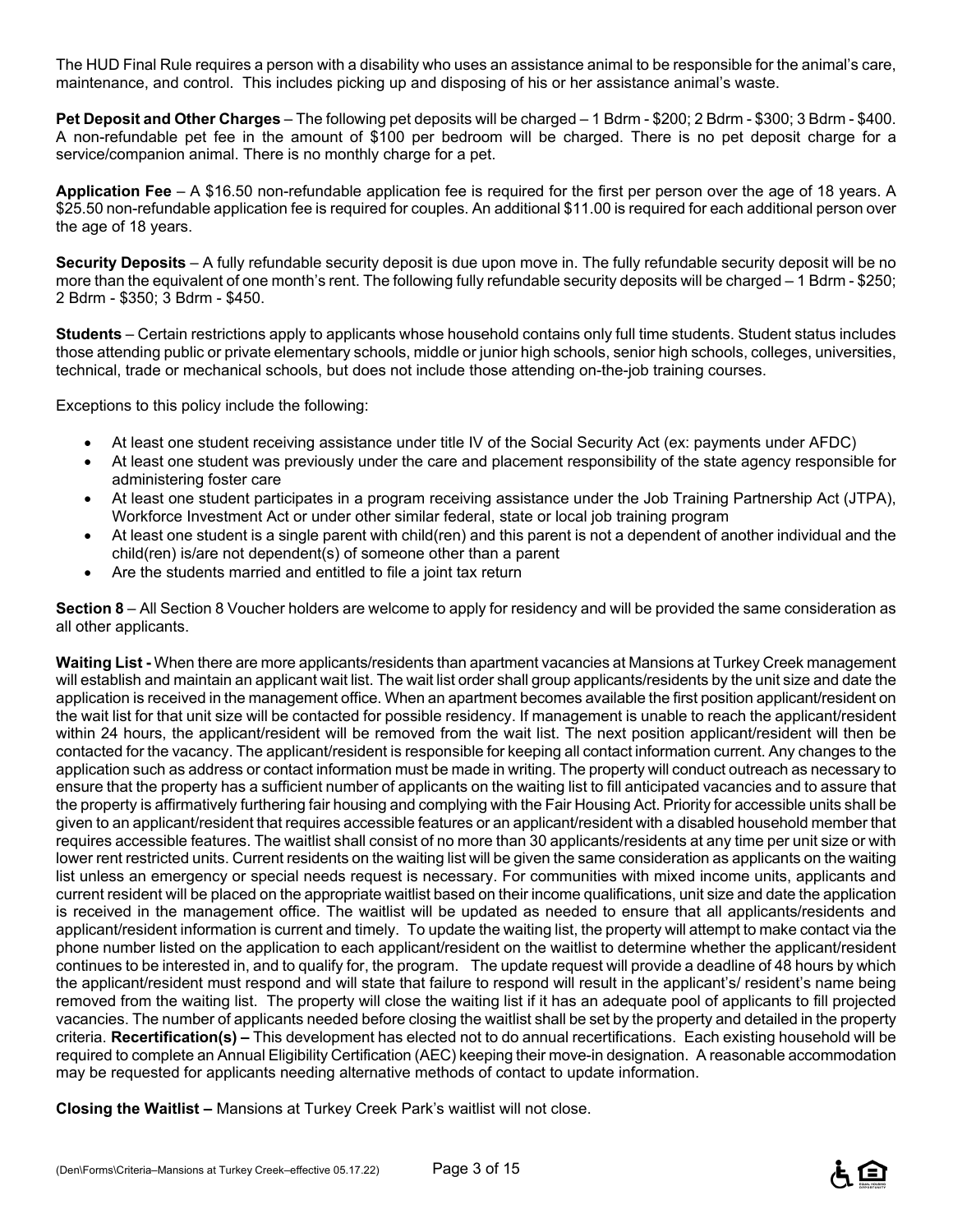The HUD Final Rule requires a person with a disability who uses an assistance animal to be responsible for the animal's care, maintenance, and control. This includes picking up and disposing of his or her assistance animal's waste.

**Pet Deposit and Other Charges** – The following pet deposits will be charged – 1 Bdrm - $200; 2 Bdrm - $300; 3 Bdrm - $400. A non-refundable pet fee in the amount of $100 per bedroom will be charged. There is no pet deposit charge for a service/companion animal. There is no monthly charge for a pet.

**Application Fee** – A $16.50 non-refundable application fee is required for the first per person over the age of 18 years. A $25.50 non-refundable application fee is required for couples. An additional $11.00 is required for each additional person over the age of 18 years.

**Security Deposits** – A fully refundable security deposit is due upon move in. The fully refundable security deposit will be no more than the equivalent of one month's rent. The following fully refundable security deposits will be charged – 1 Bdrm - $250; 2 Bdrm - $350; 3 Bdrm - $450.

**Students** – Certain restrictions apply to applicants whose household contains only full time students. Student status includes those attending public or private elementary schools, middle or junior high schools, senior high schools, colleges, universities, technical, trade or mechanical schools, but does not include those attending on-the-job training courses.

Exceptions to this policy include the following:

- At least one student receiving assistance under title IV of the Social Security Act (ex: payments under AFDC)
- At least one student was previously under the care and placement responsibility of the state agency responsible for administering foster care
- At least one student participates in a program receiving assistance under the Job Training Partnership Act (JTPA), Workforce Investment Act or under other similar federal, state or local job training program
- At least one student is a single parent with child(ren) and this parent is not a dependent of another individual and the child(ren) is/are not dependent(s) of someone other than a parent
- Are the students married and entitled to file a joint tax return

**Section 8** – All Section 8 Voucher holders are welcome to apply for residency and will be provided the same consideration as all other applicants.

**Waiting List -** When there are more applicants/residents than apartment vacancies at Mansions at Turkey Creek management will establish and maintain an applicant wait list. The wait list order shall group applicants/residents by the unit size and date the application is received in the management office. When an apartment becomes available the first position applicant/resident on the wait list for that unit size will be contacted for possible residency. If management is unable to reach the applicant/resident within 24 hours, the applicant/resident will be removed from the wait list. The next position applicant/resident will then be contacted for the vacancy. The applicant/resident is responsible for keeping all contact information current. Any changes to the application such as address or contact information must be made in writing. The property will conduct outreach as necessary to ensure that the property has a sufficient number of applicants on the waiting list to fill anticipated vacancies and to assure that the property is affirmatively furthering fair housing and complying with the Fair Housing Act. Priority for accessible units shall be given to an applicant/resident that requires accessible features or an applicant/resident with a disabled household member that requires accessible features. The waitlist shall consist of no more than 30 applicants/residents at any time per unit size or with lower rent restricted units. Current residents on the waiting list will be given the same consideration as applicants on the waiting list unless an emergency or special needs request is necessary. For communities with mixed income units, applicants and current resident will be placed on the appropriate waitlist based on their income qualifications, unit size and date the application is received in the management office. The waitlist will be updated as needed to ensure that all applicants/residents and applicant/resident information is current and timely. To update the waiting list, the property will attempt to make contact via the phone number listed on the application to each applicant/resident on the waitlist to determine whether the applicant/resident continues to be interested in, and to qualify for, the program. The update request will provide a deadline of 48 hours by which the applicant/resident must respond and will state that failure to respond will result in the applicant's/ resident's name being removed from the waiting list. The property will close the waiting list if it has an adequate pool of applicants to fill projected vacancies. The number of applicants needed before closing the waitlist shall be set by the property and detailed in the property criteria. **Recertification(s) –** This development has elected not to do annual recertifications. Each existing household will be required to complete an Annual Eligibility Certification (AEC) keeping their move-in designation. A reasonable accommodation may be requested for applicants needing alternative methods of contact to update information.

**Closing the Waitlist –** Mansions at Turkey Creek Park's waitlist will not close.

(Den\Forms\Criteria–Mansions at Turkey Creek–effective 05.17.22)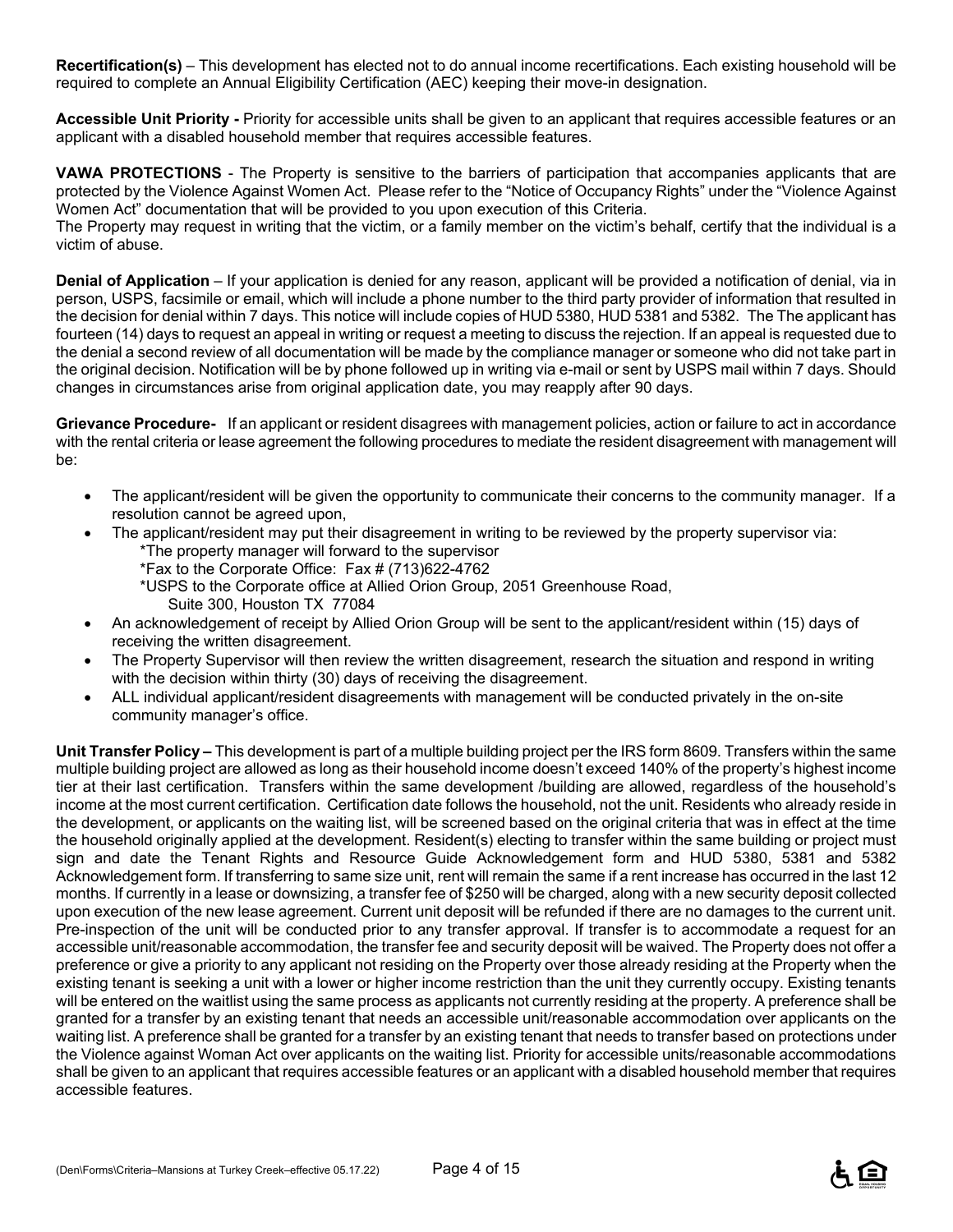**Recertification(s)** – This development has elected not to do annual income recertifications. Each existing household will be required to complete an Annual Eligibility Certification (AEC) keeping their move-in designation.

**Accessible Unit Priority -** Priority for accessible units shall be given to an applicant that requires accessible features or an applicant with a disabled household member that requires accessible features.

**VAWA PROTECTIONS** - The Property is sensitive to the barriers of participation that accompanies applicants that are protected by the Violence Against Women Act. Please refer to the "Notice of Occupancy Rights" under the "Violence Against Women Act" documentation that will be provided to you upon execution of this Criteria.
The Property may request in writing that the victim, or a family member on the victim's behalf, certify that the individual is a victim of abuse.

**Denial of Application** – If your application is denied for any reason, applicant will be provided a notification of denial, via in person, USPS, facsimile or email, which will include a phone number to the third party provider of information that resulted in the decision for denial within 7 days. This notice will include copies of HUD 5380, HUD 5381 and 5382. The The applicant has fourteen (14) days to request an appeal in writing or request a meeting to discuss the rejection. If an appeal is requested due to the denial a second review of all documentation will be made by the compliance manager or someone who did not take part in the original decision. Notification will be by phone followed up in writing via e-mail or sent by USPS mail within 7 days. Should changes in circumstances arise from original application date, you may reapply after 90 days.

**Grievance Procedure-** If an applicant or resident disagrees with management policies, action or failure to act in accordance with the rental criteria or lease agreement the following procedures to mediate the resident disagreement with management will be:

- The applicant/resident will be given the opportunity to communicate their concerns to the community manager. If a resolution cannot be agreed upon,
- The applicant/resident may put their disagreement in writing to be reviewed by the property supervisor via:
  *The property manager will forward to the supervisor
  *Fax to the Corporate Office: Fax # (713)622-4762
  *USPS to the Corporate office at Allied Orion Group, 2051 Greenhouse Road, Suite 300, Houston TX 77084
- An acknowledgement of receipt by Allied Orion Group will be sent to the applicant/resident within (15) days of receiving the written disagreement.
- The Property Supervisor will then review the written disagreement, research the situation and respond in writing with the decision within thirty (30) days of receiving the disagreement.
- ALL individual applicant/resident disagreements with management will be conducted privately in the on-site community manager's office.

**Unit Transfer Policy –** This development is part of a multiple building project per the IRS form 8609. Transfers within the same multiple building project are allowed as long as their household income doesn't exceed 140% of the property's highest income tier at their last certification. Transfers within the same development /building are allowed, regardless of the household's income at the most current certification. Certification date follows the household, not the unit. Residents who already reside in the development, or applicants on the waiting list, will be screened based on the original criteria that was in effect at the time the household originally applied at the development. Resident(s) electing to transfer within the same building or project must sign and date the Tenant Rights and Resource Guide Acknowledgement form and HUD 5380, 5381 and 5382 Acknowledgement form. If transferring to same size unit, rent will remain the same if a rent increase has occurred in the last 12 months. If currently in a lease or downsizing, a transfer fee of $250 will be charged, along with a new security deposit collected upon execution of the new lease agreement. Current unit deposit will be refunded if there are no damages to the current unit. Pre-inspection of the unit will be conducted prior to any transfer approval. If transfer is to accommodate a request for an accessible unit/reasonable accommodation, the transfer fee and security deposit will be waived. The Property does not offer a preference or give a priority to any applicant not residing on the Property over those already residing at the Property when the existing tenant is seeking a unit with a lower or higher income restriction than the unit they currently occupy. Existing tenants will be entered on the waitlist using the same process as applicants not currently residing at the property. A preference shall be granted for a transfer by an existing tenant that needs an accessible unit/reasonable accommodation over applicants on the waiting list. A preference shall be granted for a transfer by an existing tenant that needs to transfer based on protections under the Violence against Woman Act over applicants on the waiting list. Priority for accessible units/reasonable accommodations shall be given to an applicant that requires accessible features or an applicant with a disabled household member that requires accessible features.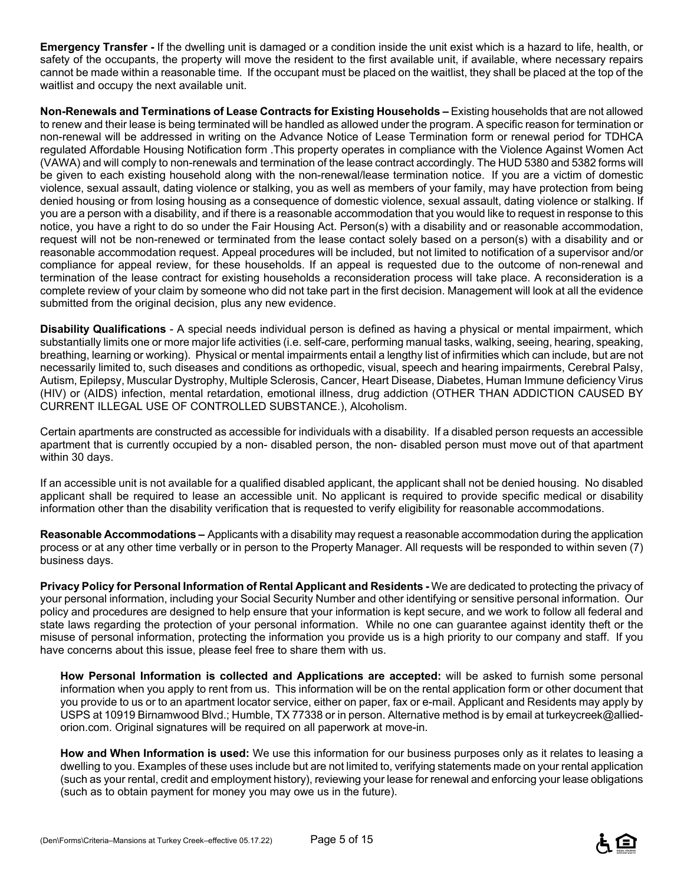**Emergency Transfer -** If the dwelling unit is damaged or a condition inside the unit exist which is a hazard to life, health, or safety of the occupants, the property will move the resident to the first available unit, if available, where necessary repairs cannot be made within a reasonable time. If the occupant must be placed on the waitlist, they shall be placed at the top of the waitlist and occupy the next available unit.

**Non-Renewals and Terminations of Lease Contracts for Existing Households –** Existing households that are not allowed to renew and their lease is being terminated will be handled as allowed under the program. A specific reason for termination or non-renewal will be addressed in writing on the Advance Notice of Lease Termination form or renewal period for TDHCA regulated Affordable Housing Notification form .This property operates in compliance with the Violence Against Women Act (VAWA) and will comply to non-renewals and termination of the lease contract accordingly. The HUD 5380 and 5382 forms will be given to each existing household along with the non-renewal/lease termination notice. If you are a victim of domestic violence, sexual assault, dating violence or stalking, you as well as members of your family, may have protection from being denied housing or from losing housing as a consequence of domestic violence, sexual assault, dating violence or stalking. If you are a person with a disability, and if there is a reasonable accommodation that you would like to request in response to this notice, you have a right to do so under the Fair Housing Act. Person(s) with a disability and or reasonable accommodation, request will not be non-renewed or terminated from the lease contact solely based on a person(s) with a disability and or reasonable accommodation request. Appeal procedures will be included, but not limited to notification of a supervisor and/or compliance for appeal review, for these households. If an appeal is requested due to the outcome of non-renewal and termination of the lease contract for existing households a reconsideration process will take place. A reconsideration is a complete review of your claim by someone who did not take part in the first decision. Management will look at all the evidence submitted from the original decision, plus any new evidence.

**Disability Qualifications** - A special needs individual person is defined as having a physical or mental impairment, which substantially limits one or more major life activities (i.e. self-care, performing manual tasks, walking, seeing, hearing, speaking, breathing, learning or working). Physical or mental impairments entail a lengthy list of infirmities which can include, but are not necessarily limited to, such diseases and conditions as orthopedic, visual, speech and hearing impairments, Cerebral Palsy, Autism, Epilepsy, Muscular Dystrophy, Multiple Sclerosis, Cancer, Heart Disease, Diabetes, Human Immune deficiency Virus (HIV) or (AIDS) infection, mental retardation, emotional illness, drug addiction (OTHER THAN ADDICTION CAUSED BY CURRENT ILLEGAL USE OF CONTROLLED SUBSTANCE.), Alcoholism.

Certain apartments are constructed as accessible for individuals with a disability. If a disabled person requests an accessible apartment that is currently occupied by a non- disabled person, the non- disabled person must move out of that apartment within 30 days.

If an accessible unit is not available for a qualified disabled applicant, the applicant shall not be denied housing. No disabled applicant shall be required to lease an accessible unit. No applicant is required to provide specific medical or disability information other than the disability verification that is requested to verify eligibility for reasonable accommodations.

**Reasonable Accommodations –** Applicants with a disability may request a reasonable accommodation during the application process or at any other time verbally or in person to the Property Manager. All requests will be responded to within seven (7) business days.

**Privacy Policy for Personal Information of Rental Applicant and Residents -** We are dedicated to protecting the privacy of your personal information, including your Social Security Number and other identifying or sensitive personal information. Our policy and procedures are designed to help ensure that your information is kept secure, and we work to follow all federal and state laws regarding the protection of your personal information. While no one can guarantee against identity theft or the misuse of personal information, protecting the information you provide us is a high priority to our company and staff. If you have concerns about this issue, please feel free to share them with us.

**How Personal Information is collected and Applications are accepted:** will be asked to furnish some personal information when you apply to rent from us. This information will be on the rental application form or other document that you provide to us or to an apartment locator service, either on paper, fax or e-mail. Applicant and Residents may apply by USPS at 10919 Birnamwood Blvd.; Humble, TX 77338 or in person. Alternative method is by email at turkeycreek@allied-orion.com. Original signatures will be required on all paperwork at move-in.

**How and When Information is used:** We use this information for our business purposes only as it relates to leasing a dwelling to you. Examples of these uses include but are not limited to, verifying statements made on your rental application (such as your rental, credit and employment history), reviewing your lease for renewal and enforcing your lease obligations (such as to obtain payment for money you may owe us in the future).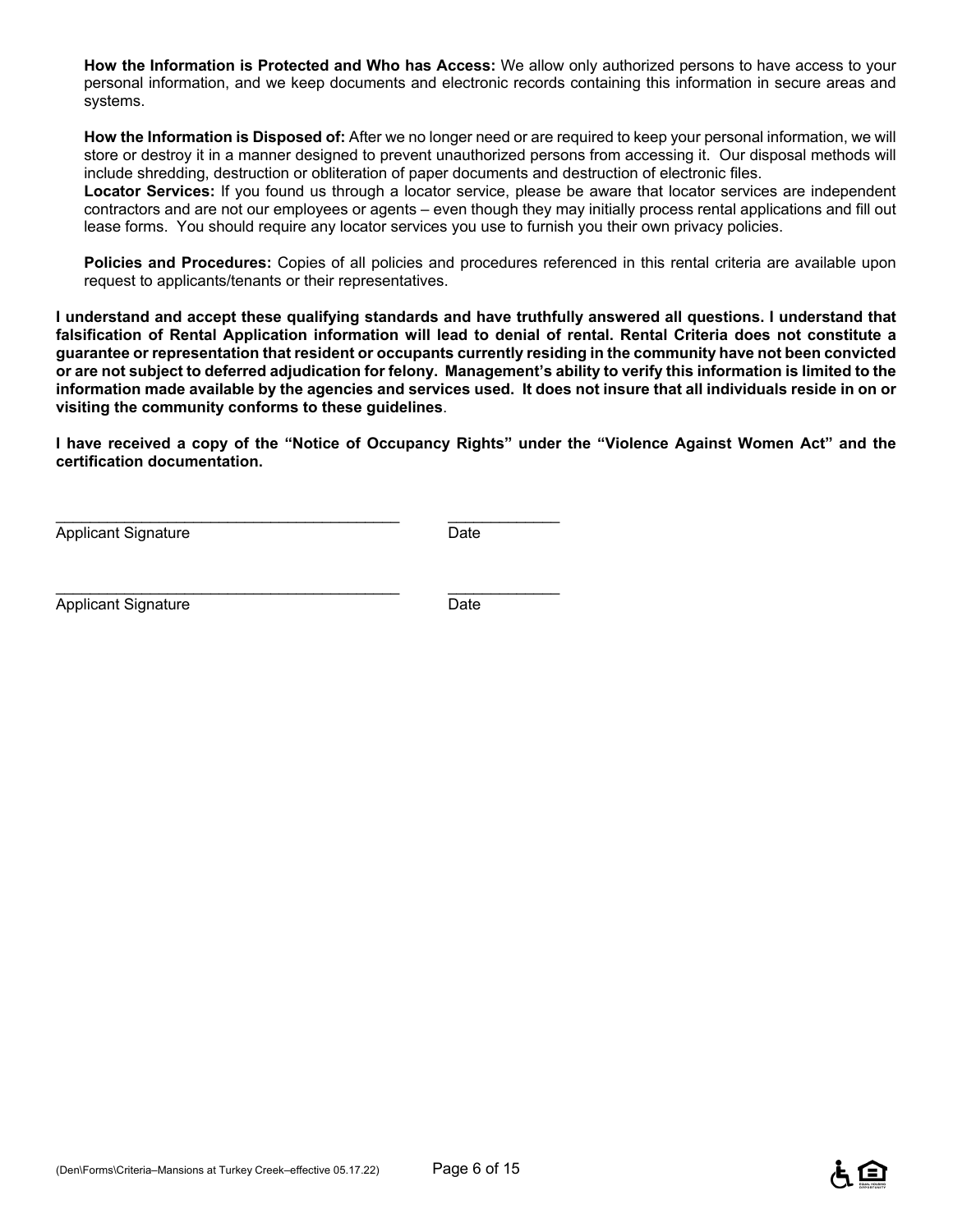**How the Information is Protected and Who has Access:** We allow only authorized persons to have access to your personal information, and we keep documents and electronic records containing this information in secure areas and systems.

**How the Information is Disposed of:** After we no longer need or are required to keep your personal information, we will store or destroy it in a manner designed to prevent unauthorized persons from accessing it. Our disposal methods will include shredding, destruction or obliteration of paper documents and destruction of electronic files.

**Locator Services:** If you found us through a locator service, please be aware that locator services are independent contractors and are not our employees or agents – even though they may initially process rental applications and fill out lease forms. You should require any locator services you use to furnish you their own privacy policies.

**Policies and Procedures:** Copies of all policies and procedures referenced in this rental criteria are available upon request to applicants/tenants or their representatives.

**I understand and accept these qualifying standards and have truthfully answered all questions. I understand that falsification of Rental Application information will lead to denial of rental. Rental Criteria does not constitute a guarantee or representation that resident or occupants currently residing in the community have not been convicted or are not subject to deferred adjudication for felony. Management's ability to verify this information is limited to the information made available by the agencies and services used. It does not insure that all individuals reside in on or visiting the community conforms to these guidelines**.

**I have received a copy of the "Notice of Occupancy Rights" under the "Violence Against Women Act" and the certification documentation.**

_________________________________________ _____________

Applicant Signature Date

_________________________________________ _____________

Applicant Signature Date

(Den\Forms\Criteria–Mansions at Turkey Creek–effective 05.17.22)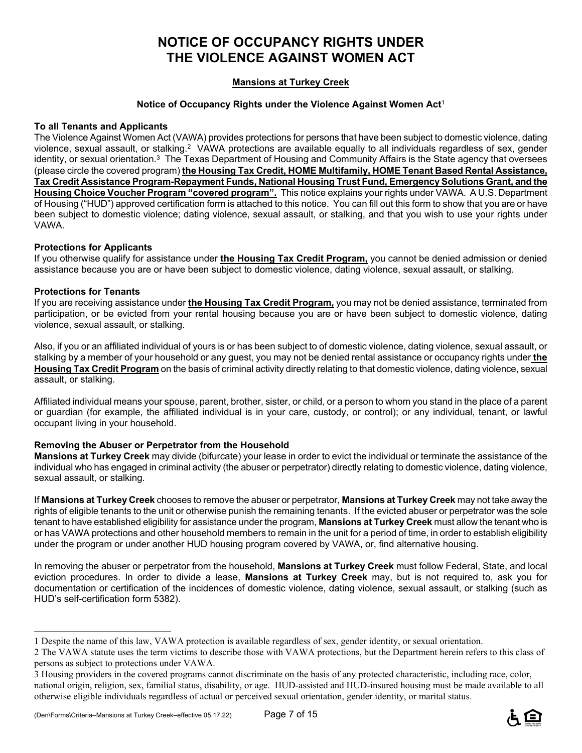# NOTICE OF OCCUPANCY RIGHTS UNDER THE VIOLENCE AGAINST WOMEN ACT

**Mansions at Turkey Creek**

**Notice of Occupancy Rights under the Violence Against Women Act**[1]

**To all Tenants and Applicants**

The Violence Against Women Act (VAWA) provides protections for persons that have been subject to domestic violence, dating violence, sexual assault, or stalking.[2] VAWA protections are available equally to all individuals regardless of sex, gender identity, or sexual orientation.[3] The Texas Department of Housing and Community Affairs is the State agency that oversees (please circle the covered program) **the Housing Tax Credit, HOME Multifamily, HOME Tenant Based Rental Assistance, Tax Credit Assistance Program-Repayment Funds, National Housing Trust Fund, Emergency Solutions Grant, and the Housing Choice Voucher Program "covered program".** This notice explains your rights under VAWA. A U.S. Department of Housing ("HUD") approved certification form is attached to this notice. You can fill out this form to show that you are or have been subject to domestic violence; dating violence, sexual assault, or stalking, and that you wish to use your rights under VAWA.

**Protections for Applicants**

If you otherwise qualify for assistance under **the Housing Tax Credit Program,** you cannot be denied admission or denied assistance because you are or have been subject to domestic violence, dating violence, sexual assault, or stalking.

**Protections for Tenants**

If you are receiving assistance under **the Housing Tax Credit Program,** you may not be denied assistance, terminated from participation, or be evicted from your rental housing because you are or have been subject to domestic violence, dating violence, sexual assault, or stalking.

Also, if you or an affiliated individual of yours is or has been subject to of domestic violence, dating violence, sexual assault, or stalking by a member of your household or any guest, you may not be denied rental assistance or occupancy rights under **the Housing Tax Credit Program** on the basis of criminal activity directly relating to that domestic violence, dating violence, sexual assault, or stalking.

Affiliated individual means your spouse, parent, brother, sister, or child, or a person to whom you stand in the place of a parent or guardian (for example, the affiliated individual is in your care, custody, or control); or any individual, tenant, or lawful occupant living in your household.

**Removing the Abuser or Perpetrator from the Household**

**Mansions at Turkey Creek** may divide (bifurcate) your lease in order to evict the individual or terminate the assistance of the individual who has engaged in criminal activity (the abuser or perpetrator) directly relating to domestic violence, dating violence, sexual assault, or stalking.

If **Mansions at Turkey Creek** chooses to remove the abuser or perpetrator, **Mansions at Turkey Creek** may not take away the rights of eligible tenants to the unit or otherwise punish the remaining tenants. If the evicted abuser or perpetrator was the sole tenant to have established eligibility for assistance under the program, **Mansions at Turkey Creek** must allow the tenant who is or has VAWA protections and other household members to remain in the unit for a period of time, in order to establish eligibility under the program or under another HUD housing program covered by VAWA, or, find alternative housing.

In removing the abuser or perpetrator from the household, **Mansions at Turkey Creek** must follow Federal, State, and local eviction procedures. In order to divide a lease, **Mansions at Turkey Creek** may, but is not required to, ask you for documentation or certification of the incidences of domestic violence, dating violence, sexual assault, or stalking (such as HUD's self-certification form 5382).

---

1 Despite the name of this law, VAWA protection is available regardless of sex, gender identity, or sexual orientation.

2 The VAWA statute uses the term victims to describe those with VAWA protections, but the Department herein refers to this class of persons as subject to protections under VAWA.

3 Housing providers in the covered programs cannot discriminate on the basis of any protected characteristic, including race, color, national origin, religion, sex, familial status, disability, or age. HUD-assisted and HUD-insured housing must be made available to all otherwise eligible individuals regardless of actual or perceived sexual orientation, gender identity, or marital status.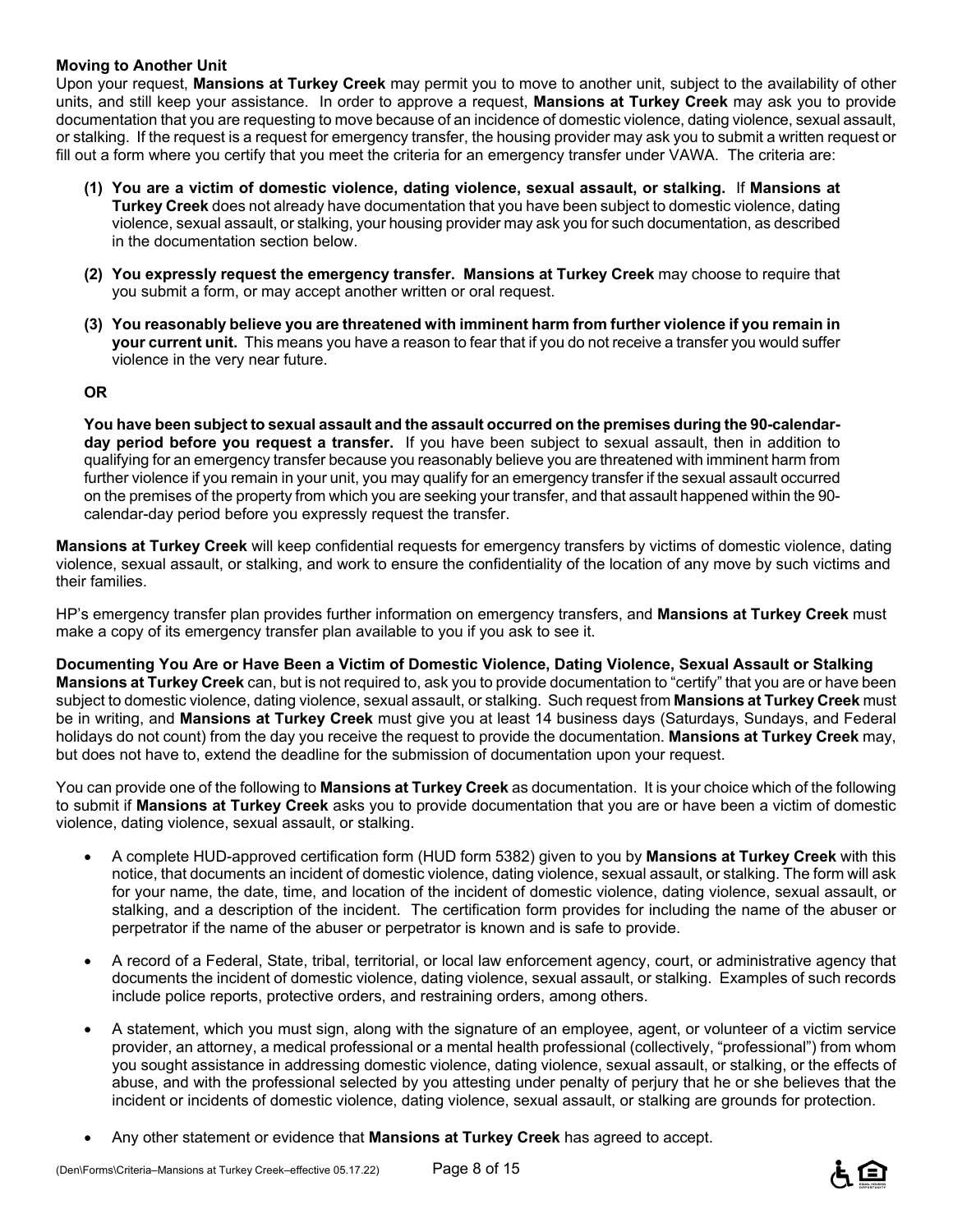**Moving to Another Unit**

Upon your request, **Mansions at Turkey Creek** may permit you to move to another unit, subject to the availability of other units, and still keep your assistance. In order to approve a request, **Mansions at Turkey Creek** may ask you to provide documentation that you are requesting to move because of an incidence of domestic violence, dating violence, sexual assault, or stalking. If the request is a request for emergency transfer, the housing provider may ask you to submit a written request or fill out a form where you certify that you meet the criteria for an emergency transfer under VAWA. The criteria are:

**(1) You are a victim of domestic violence, dating violence, sexual assault, or stalking.** If **Mansions at Turkey Creek** does not already have documentation that you have been subject to domestic violence, dating violence, sexual assault, or stalking, your housing provider may ask you for such documentation, as described in the documentation section below.

**(2) You expressly request the emergency transfer. Mansions at Turkey Creek** may choose to require that you submit a form, or may accept another written or oral request.

**(3) You reasonably believe you are threatened with imminent harm from further violence if you remain in your current unit.** This means you have a reason to fear that if you do not receive a transfer you would suffer violence in the very near future.

**OR**

**You have been subject to sexual assault and the assault occurred on the premises during the 90-calendar-day period before you request a transfer.** If you have been subject to sexual assault, then in addition to qualifying for an emergency transfer because you reasonably believe you are threatened with imminent harm from further violence if you remain in your unit, you may qualify for an emergency transfer if the sexual assault occurred on the premises of the property from which you are seeking your transfer, and that assault happened within the 90-calendar-day period before you expressly request the transfer.

**Mansions at Turkey Creek** will keep confidential requests for emergency transfers by victims of domestic violence, dating violence, sexual assault, or stalking, and work to ensure the confidentiality of the location of any move by such victims and their families.

HP's emergency transfer plan provides further information on emergency transfers, and **Mansions at Turkey Creek** must make a copy of its emergency transfer plan available to you if you ask to see it.

**Documenting You Are or Have Been a Victim of Domestic Violence, Dating Violence, Sexual Assault or Stalking**

**Mansions at Turkey Creek** can, but is not required to, ask you to provide documentation to "certify" that you are or have been subject to domestic violence, dating violence, sexual assault, or stalking. Such request from **Mansions at Turkey Creek** must be in writing, and **Mansions at Turkey Creek** must give you at least 14 business days (Saturdays, Sundays, and Federal holidays do not count) from the day you receive the request to provide the documentation. **Mansions at Turkey Creek** may, but does not have to, extend the deadline for the submission of documentation upon your request.

You can provide one of the following to **Mansions at Turkey Creek** as documentation. It is your choice which of the following to submit if **Mansions at Turkey Creek** asks you to provide documentation that you are or have been a victim of domestic violence, dating violence, sexual assault, or stalking.

- A complete HUD-approved certification form (HUD form 5382) given to you by **Mansions at Turkey Creek** with this notice, that documents an incident of domestic violence, dating violence, sexual assault, or stalking. The form will ask for your name, the date, time, and location of the incident of domestic violence, dating violence, sexual assault, or stalking, and a description of the incident. The certification form provides for including the name of the abuser or perpetrator if the name of the abuser or perpetrator is known and is safe to provide.
- A record of a Federal, State, tribal, territorial, or local law enforcement agency, court, or administrative agency that documents the incident of domestic violence, dating violence, sexual assault, or stalking. Examples of such records include police reports, protective orders, and restraining orders, among others.
- A statement, which you must sign, along with the signature of an employee, agent, or volunteer of a victim service provider, an attorney, a medical professional or a mental health professional (collectively, "professional") from whom you sought assistance in addressing domestic violence, dating violence, sexual assault, or stalking, or the effects of abuse, and with the professional selected by you attesting under penalty of perjury that he or she believes that the incident or incidents of domestic violence, dating violence, sexual assault, or stalking are grounds for protection.
- Any other statement or evidence that **Mansions at Turkey Creek** has agreed to accept.

(Den\Forms\Criteria–Mansions at Turkey Creek–effective 05.17.22)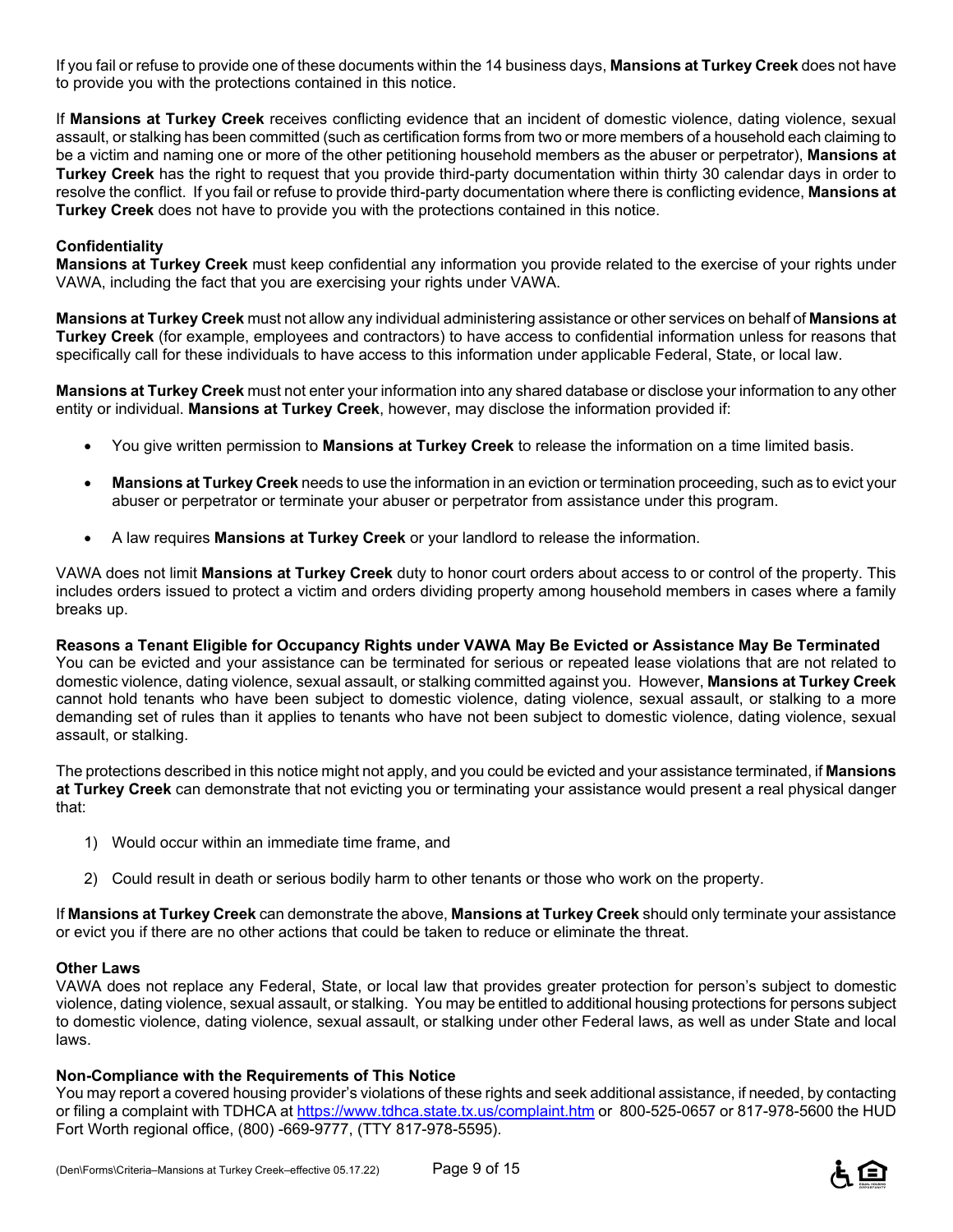If you fail or refuse to provide one of these documents within the 14 business days, **Mansions at Turkey Creek** does not have to provide you with the protections contained in this notice.

If **Mansions at Turkey Creek** receives conflicting evidence that an incident of domestic violence, dating violence, sexual assault, or stalking has been committed (such as certification forms from two or more members of a household each claiming to be a victim and naming one or more of the other petitioning household members as the abuser or perpetrator), **Mansions at Turkey Creek** has the right to request that you provide third-party documentation within thirty 30 calendar days in order to resolve the conflict. If you fail or refuse to provide third-party documentation where there is conflicting evidence, **Mansions at Turkey Creek** does not have to provide you with the protections contained in this notice.

**Confidentiality**

**Mansions at Turkey Creek** must keep confidential any information you provide related to the exercise of your rights under VAWA, including the fact that you are exercising your rights under VAWA.

**Mansions at Turkey Creek** must not allow any individual administering assistance or other services on behalf of **Mansions at Turkey Creek** (for example, employees and contractors) to have access to confidential information unless for reasons that specifically call for these individuals to have access to this information under applicable Federal, State, or local law.

**Mansions at Turkey Creek** must not enter your information into any shared database or disclose your information to any other entity or individual. **Mansions at Turkey Creek**, however, may disclose the information provided if:

- You give written permission to **Mansions at Turkey Creek** to release the information on a time limited basis.
- **Mansions at Turkey Creek** needs to use the information in an eviction or termination proceeding, such as to evict your abuser or perpetrator or terminate your abuser or perpetrator from assistance under this program.
- A law requires **Mansions at Turkey Creek** or your landlord to release the information.

VAWA does not limit **Mansions at Turkey Creek** duty to honor court orders about access to or control of the property. This includes orders issued to protect a victim and orders dividing property among household members in cases where a family breaks up.

**Reasons a Tenant Eligible for Occupancy Rights under VAWA May Be Evicted or Assistance May Be Terminated**

You can be evicted and your assistance can be terminated for serious or repeated lease violations that are not related to domestic violence, dating violence, sexual assault, or stalking committed against you. However, **Mansions at Turkey Creek** cannot hold tenants who have been subject to domestic violence, dating violence, sexual assault, or stalking to a more demanding set of rules than it applies to tenants who have not been subject to domestic violence, dating violence, sexual assault, or stalking.

The protections described in this notice might not apply, and you could be evicted and your assistance terminated, if **Mansions at Turkey Creek** can demonstrate that not evicting you or terminating your assistance would present a real physical danger that:

1) Would occur within an immediate time frame, and
2) Could result in death or serious bodily harm to other tenants or those who work on the property.

If **Mansions at Turkey Creek** can demonstrate the above, **Mansions at Turkey Creek** should only terminate your assistance or evict you if there are no other actions that could be taken to reduce or eliminate the threat.

**Other Laws**

VAWA does not replace any Federal, State, or local law that provides greater protection for person's subject to domestic violence, dating violence, sexual assault, or stalking. You may be entitled to additional housing protections for persons subject to domestic violence, dating violence, sexual assault, or stalking under other Federal laws, as well as under State and local laws.

**Non-Compliance with the Requirements of This Notice**

You may report a covered housing provider's violations of these rights and seek additional assistance, if needed, by contacting or filing a complaint with TDHCA at https://www.tdhca.state.tx.us/complaint.htm or 800-525-0657 or 817-978-5600 the HUD Fort Worth regional office, (800) -669-9777, (TTY 817-978-5595).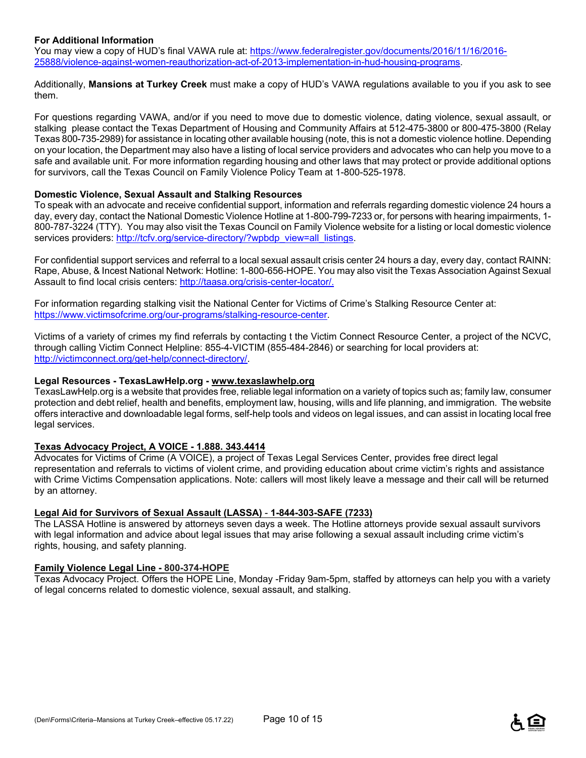### For Additional Information

You may view a copy of HUD's final VAWA rule at: https://www.federalregister.gov/documents/2016/11/16/2016-25888/violence-against-women-reauthorization-act-of-2013-implementation-in-hud-housing-programs.

Additionally, **Mansions at Turkey Creek** must make a copy of HUD's VAWA regulations available to you if you ask to see them.

For questions regarding VAWA, and/or if you need to move due to domestic violence, dating violence, sexual assault, or stalking please contact the Texas Department of Housing and Community Affairs at 512-475-3800 or 800-475-3800 (Relay Texas 800-735-2989) for assistance in locating other available housing (note, this is not a domestic violence hotline. Depending on your location, the Department may also have a listing of local service providers and advocates who can help you move to a safe and available unit. For more information regarding housing and other laws that may protect or provide additional options for survivors, call the Texas Council on Family Violence Policy Team at 1-800-525-1978.

### Domestic Violence, Sexual Assault and Stalking Resources

To speak with an advocate and receive confidential support, information and referrals regarding domestic violence 24 hours a day, every day, contact the National Domestic Violence Hotline at 1-800-799-7233 or, for persons with hearing impairments, 1-800-787-3224 (TTY). You may also visit the Texas Council on Family Violence website for a listing or local domestic violence services providers: http://tcfv.org/service-directory/?wpbdp_view=all_listings.

For confidential support services and referral to a local sexual assault crisis center 24 hours a day, every day, contact RAINN: Rape, Abuse, & Incest National Network: Hotline: 1-800-656-HOPE. You may also visit the Texas Association Against Sexual Assault to find local crisis centers: http://taasa.org/crisis-center-locator/.

For information regarding stalking visit the National Center for Victims of Crime's Stalking Resource Center at: https://www.victimsofcrime.org/our-programs/stalking-resource-center.

Victims of a variety of crimes my find referrals by contacting t the Victim Connect Resource Center, a project of the NCVC, through calling Victim Connect Helpline: 855-4-VICTIM (855-484-2846) or searching for local providers at: http://victimconnect.org/get-help/connect-directory/.

### Legal Resources - TexasLawHelp.org - www.texaslawhelp.org

TexasLawHelp.org is a website that provides free, reliable legal information on a variety of topics such as; family law, consumer protection and debt relief, health and benefits, employment law, housing, wills and life planning, and immigration. The website offers interactive and downloadable legal forms, self-help tools and videos on legal issues, and can assist in locating local free legal services.

### Texas Advocacy Project, A VOICE - 1.888. 343.4414

Advocates for Victims of Crime (A VOICE), a project of Texas Legal Services Center, provides free direct legal representation and referrals to victims of violent crime, and providing education about crime victim's rights and assistance with Crime Victims Compensation applications. Note: callers will most likely leave a message and their call will be returned by an attorney.

### Legal Aid for Survivors of Sexual Assault (LASSA) - 1-844-303-SAFE (7233)

The LASSA Hotline is answered by attorneys seven days a week. The Hotline attorneys provide sexual assault survivors with legal information and advice about legal issues that may arise following a sexual assault including crime victim's rights, housing, and safety planning.

### Family Violence Legal Line - 800-374-HOPE

Texas Advocacy Project. Offers the HOPE Line, Monday -Friday 9am-5pm, staffed by attorneys can help you with a variety of legal concerns related to domestic violence, sexual assault, and stalking.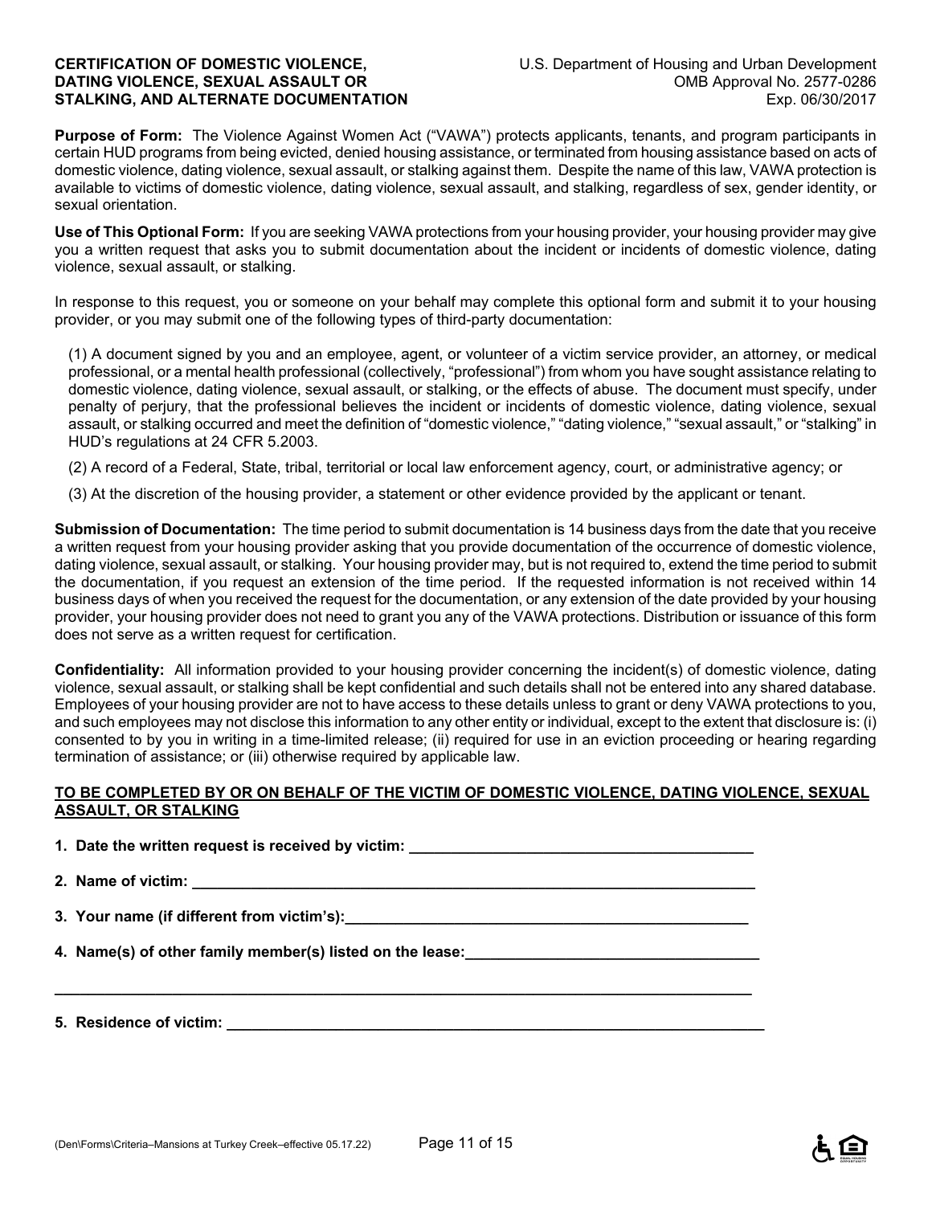**CERTIFICATION OF DOMESTIC VIOLENCE, DATING VIOLENCE, SEXUAL ASSAULT OR STALKING, AND ALTERNATE DOCUMENTATION**

U.S. Department of Housing and Urban Development
OMB Approval No. 2577-0286
Exp. 06/30/2017

**Purpose of Form:** The Violence Against Women Act ("VAWA") protects applicants, tenants, and program participants in certain HUD programs from being evicted, denied housing assistance, or terminated from housing assistance based on acts of domestic violence, dating violence, sexual assault, or stalking against them. Despite the name of this law, VAWA protection is available to victims of domestic violence, dating violence, sexual assault, and stalking, regardless of sex, gender identity, or sexual orientation.

**Use of This Optional Form:** If you are seeking VAWA protections from your housing provider, your housing provider may give you a written request that asks you to submit documentation about the incident or incidents of domestic violence, dating violence, sexual assault, or stalking.

In response to this request, you or someone on your behalf may complete this optional form and submit it to your housing provider, or you may submit one of the following types of third-party documentation:

(1) A document signed by you and an employee, agent, or volunteer of a victim service provider, an attorney, or medical professional, or a mental health professional (collectively, "professional") from whom you have sought assistance relating to domestic violence, dating violence, sexual assault, or stalking, or the effects of abuse. The document must specify, under penalty of perjury, that the professional believes the incident or incidents of domestic violence, dating violence, sexual assault, or stalking occurred and meet the definition of "domestic violence," "dating violence," "sexual assault," or "stalking" in HUD's regulations at 24 CFR 5.2003.

(2) A record of a Federal, State, tribal, territorial or local law enforcement agency, court, or administrative agency; or

(3) At the discretion of the housing provider, a statement or other evidence provided by the applicant or tenant.

**Submission of Documentation:** The time period to submit documentation is 14 business days from the date that you receive a written request from your housing provider asking that you provide documentation of the occurrence of domestic violence, dating violence, sexual assault, or stalking. Your housing provider may, but is not required to, extend the time period to submit the documentation, if you request an extension of the time period. If the requested information is not received within 14 business days of when you received the request for the documentation, or any extension of the date provided by your housing provider, your housing provider does not need to grant you any of the VAWA protections. Distribution or issuance of this form does not serve as a written request for certification.

**Confidentiality:** All information provided to your housing provider concerning the incident(s) of domestic violence, dating violence, sexual assault, or stalking shall be kept confidential and such details shall not be entered into any shared database. Employees of your housing provider are not to have access to these details unless to grant or deny VAWA protections to you, and such employees may not disclose this information to any other entity or individual, except to the extent that disclosure is: (i) consented to by you in writing in a time-limited release; (ii) required for use in an eviction proceeding or hearing regarding termination of assistance; or (iii) otherwise required by applicable law.

**TO BE COMPLETED BY OR ON BEHALF OF THE VICTIM OF DOMESTIC VIOLENCE, DATING VIOLENCE, SEXUAL ASSAULT, OR STALKING**

**1. Date the written request is received by victim:** ________________________________________

**2. Name of victim:** ________________________________________________________________

**3. Your name (if different from victim's):** ______________________________________________

**4. Name(s) of other family member(s) listed on the lease:** ________________________________

______________________________________________________________________________

**5. Residence of victim:** ___________________________________________________________

(Den\Forms\Criteria–Mansions at Turkey Creek–effective 05.17.22)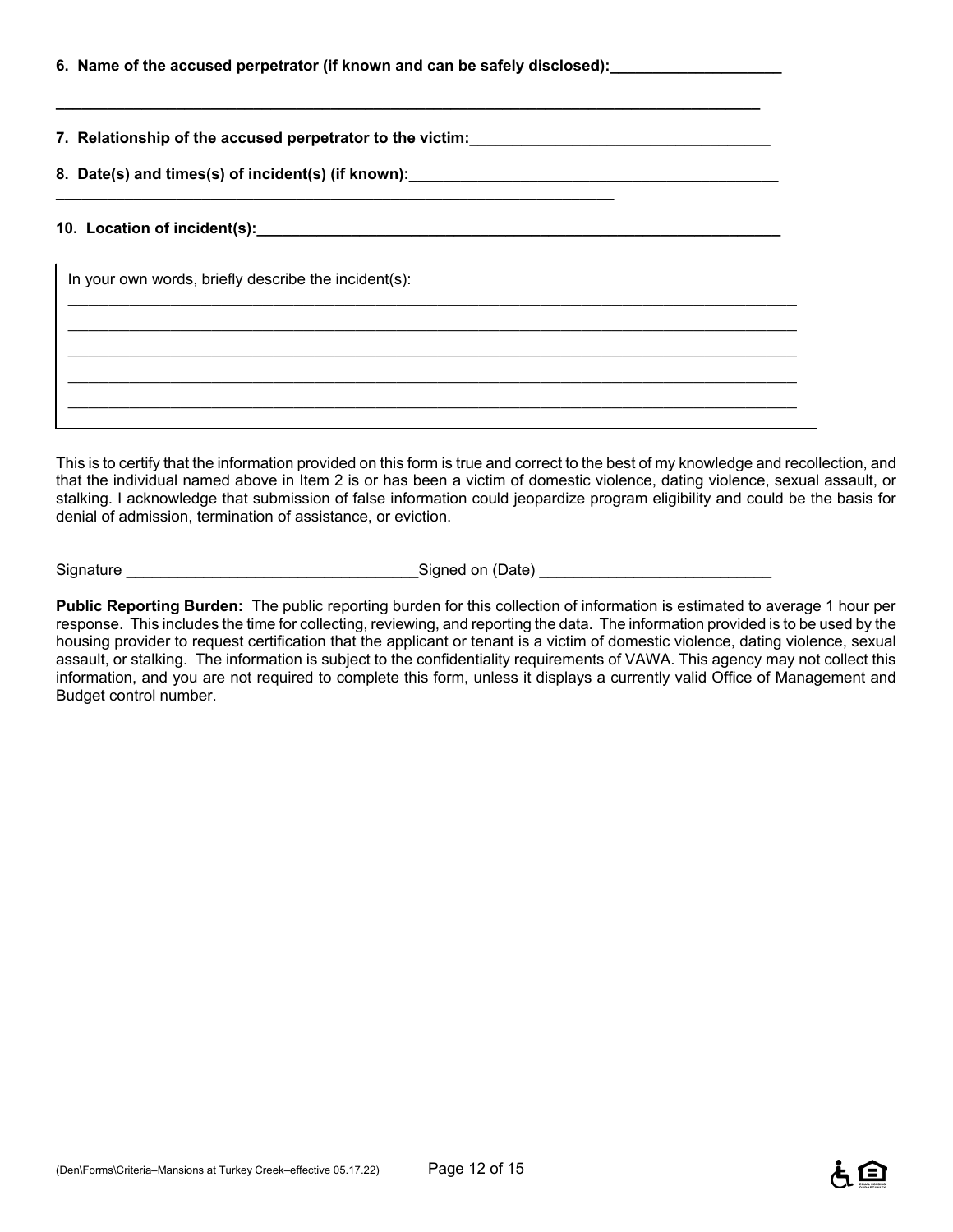**6. Name of the accused perpetrator (if known and can be safely disclosed):____________________**

**________________________________________________________________________________**

**7. Relationship of the accused perpetrator to the victim:___________________________________**

**8. Date(s) and times(s) of incident(s) (if known):___________________________________________**

**________________________________________________________________**

**10. Location of incident(s):______________________________________________________________**

In your own words, briefly describe the incident(s):

____________________________________________________________________________________

____________________________________________________________________________________

____________________________________________________________________________________

____________________________________________________________________________________

____________________________________________________________________________________

This is to certify that the information provided on this form is true and correct to the best of my knowledge and recollection, and that the individual named above in Item 2 is or has been a victim of domestic violence, dating violence, sexual assault, or stalking. I acknowledge that submission of false information could jeopardize program eligibility and could be the basis for denial of admission, termination of assistance, or eviction.

Signature _________________________________Signed on (Date) ___________________________

**Public Reporting Burden:** The public reporting burden for this collection of information is estimated to average 1 hour per response. This includes the time for collecting, reviewing, and reporting the data. The information provided is to be used by the housing provider to request certification that the applicant or tenant is a victim of domestic violence, dating violence, sexual assault, or stalking. The information is subject to the confidentiality requirements of VAWA. This agency may not collect this information, and you are not required to complete this form, unless it displays a currently valid Office of Management and Budget control number.

(Den\Forms\Criteria–Mansions at Turkey Creek–effective 05.17.22)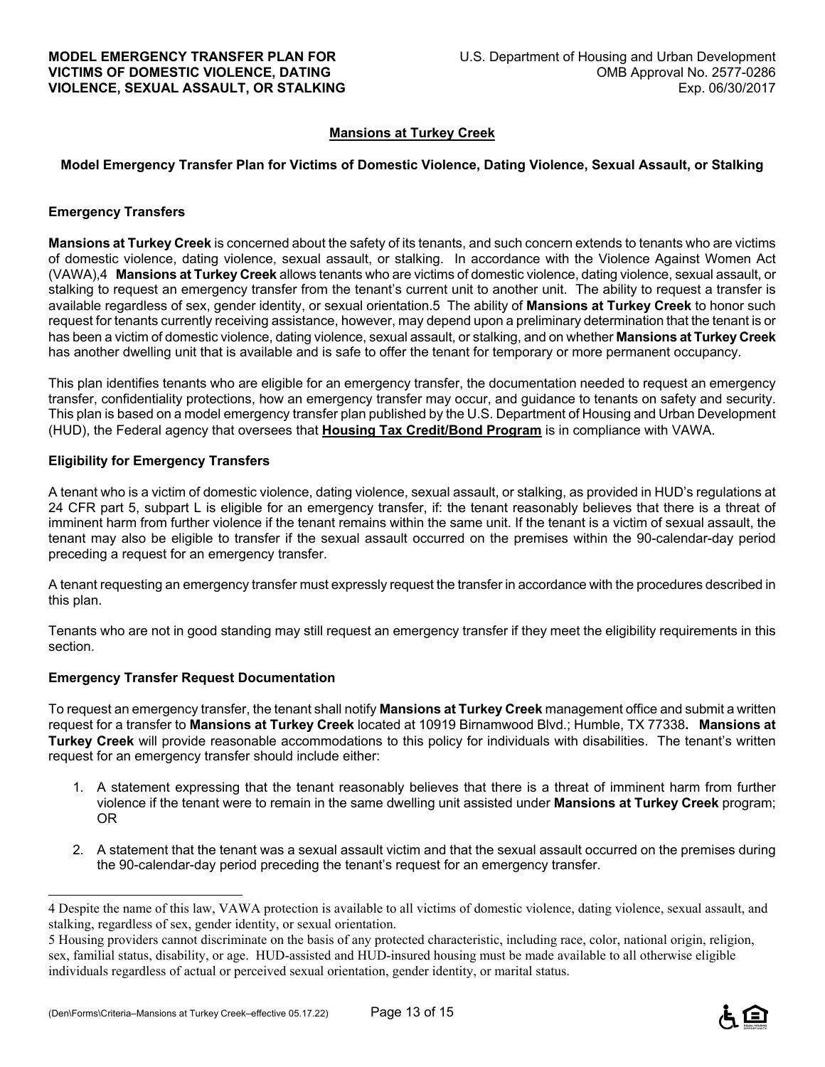**Mansions at Turkey Creek**

**Model Emergency Transfer Plan for Victims of Domestic Violence, Dating Violence, Sexual Assault, or Stalking**

## Emergency Transfers

**Mansions at Turkey Creek** is concerned about the safety of its tenants, and such concern extends to tenants who are victims of domestic violence, dating violence, sexual assault, or stalking. In accordance with the Violence Against Women Act (VAWA),[4] **Mansions at Turkey Creek** allows tenants who are victims of domestic violence, dating violence, sexual assault, or stalking to request an emergency transfer from the tenant's current unit to another unit. The ability to request a transfer is available regardless of sex, gender identity, or sexual orientation.[5] The ability of **Mansions at Turkey Creek** to honor such request for tenants currently receiving assistance, however, may depend upon a preliminary determination that the tenant is or has been a victim of domestic violence, dating violence, sexual assault, or stalking, and on whether **Mansions at Turkey Creek** has another dwelling unit that is available and is safe to offer the tenant for temporary or more permanent occupancy.

This plan identifies tenants who are eligible for an emergency transfer, the documentation needed to request an emergency transfer, confidentiality protections, how an emergency transfer may occur, and guidance to tenants on safety and security. This plan is based on a model emergency transfer plan published by the U.S. Department of Housing and Urban Development (HUD), the Federal agency that oversees that **Housing Tax Credit/Bond Program** is in compliance with VAWA.

## Eligibility for Emergency Transfers

A tenant who is a victim of domestic violence, dating violence, sexual assault, or stalking, as provided in HUD's regulations at 24 CFR part 5, subpart L is eligible for an emergency transfer, if: the tenant reasonably believes that there is a threat of imminent harm from further violence if the tenant remains within the same unit. If the tenant is a victim of sexual assault, the tenant may also be eligible to transfer if the sexual assault occurred on the premises within the 90-calendar-day period preceding a request for an emergency transfer.

A tenant requesting an emergency transfer must expressly request the transfer in accordance with the procedures described in this plan.

Tenants who are not in good standing may still request an emergency transfer if they meet the eligibility requirements in this section.

## Emergency Transfer Request Documentation

To request an emergency transfer, the tenant shall notify **Mansions at Turkey Creek** management office and submit a written request for a transfer to **Mansions at Turkey Creek** located at 10919 Birnamwood Blvd.; Humble, TX 77338**. Mansions at Turkey Creek** will provide reasonable accommodations to this policy for individuals with disabilities. The tenant's written request for an emergency transfer should include either:

1. A statement expressing that the tenant reasonably believes that there is a threat of imminent harm from further violence if the tenant were to remain in the same dwelling unit assisted under **Mansions at Turkey Creek** program; OR

2. A statement that the tenant was a sexual assault victim and that the sexual assault occurred on the premises during the 90-calendar-day period preceding the tenant's request for an emergency transfer.

---

4 Despite the name of this law, VAWA protection is available to all victims of domestic violence, dating violence, sexual assault, and stalking, regardless of sex, gender identity, or sexual orientation.

5 Housing providers cannot discriminate on the basis of any protected characteristic, including race, color, national origin, religion, sex, familial status, disability, or age. HUD-assisted and HUD-insured housing must be made available to all otherwise eligible individuals regardless of actual or perceived sexual orientation, gender identity, or marital status.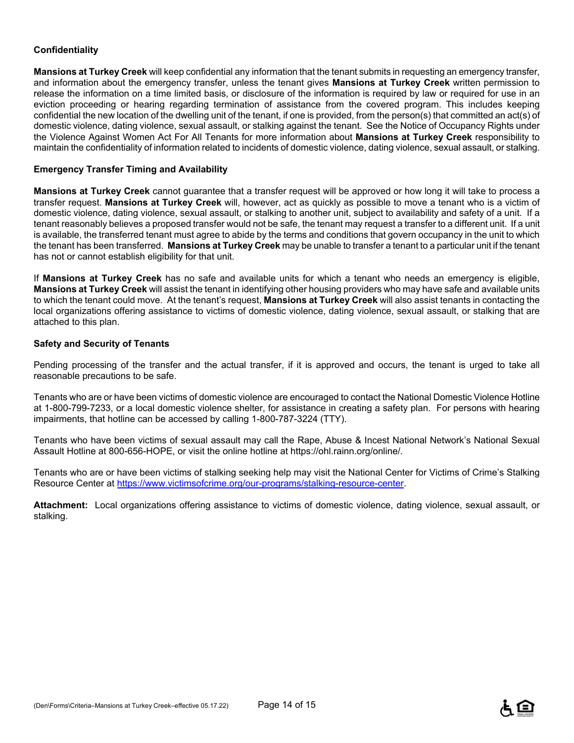**Confidentiality**

**Mansions at Turkey Creek** will keep confidential any information that the tenant submits in requesting an emergency transfer, and information about the emergency transfer, unless the tenant gives **Mansions at Turkey Creek** written permission to release the information on a time limited basis, or disclosure of the information is required by law or required for use in an eviction proceeding or hearing regarding termination of assistance from the covered program. This includes keeping confidential the new location of the dwelling unit of the tenant, if one is provided, from the person(s) that committed an act(s) of domestic violence, dating violence, sexual assault, or stalking against the tenant. See the Notice of Occupancy Rights under the Violence Against Women Act For All Tenants for more information about **Mansions at Turkey Creek** responsibility to maintain the confidentiality of information related to incidents of domestic violence, dating violence, sexual assault, or stalking.

**Emergency Transfer Timing and Availability**

**Mansions at Turkey Creek** cannot guarantee that a transfer request will be approved or how long it will take to process a transfer request. **Mansions at Turkey Creek** will, however, act as quickly as possible to move a tenant who is a victim of domestic violence, dating violence, sexual assault, or stalking to another unit, subject to availability and safety of a unit. If a tenant reasonably believes a proposed transfer would not be safe, the tenant may request a transfer to a different unit. If a unit is available, the transferred tenant must agree to abide by the terms and conditions that govern occupancy in the unit to which the tenant has been transferred. **Mansions at Turkey Creek** may be unable to transfer a tenant to a particular unit if the tenant has not or cannot establish eligibility for that unit.

If **Mansions at Turkey Creek** has no safe and available units for which a tenant who needs an emergency is eligible, **Mansions at Turkey Creek** will assist the tenant in identifying other housing providers who may have safe and available units to which the tenant could move. At the tenant's request, **Mansions at Turkey Creek** will also assist tenants in contacting the local organizations offering assistance to victims of domestic violence, dating violence, sexual assault, or stalking that are attached to this plan.

**Safety and Security of Tenants**

Pending processing of the transfer and the actual transfer, if it is approved and occurs, the tenant is urged to take all reasonable precautions to be safe.

Tenants who are or have been victims of domestic violence are encouraged to contact the National Domestic Violence Hotline at 1-800-799-7233, or a local domestic violence shelter, for assistance in creating a safety plan. For persons with hearing impairments, that hotline can be accessed by calling 1-800-787-3224 (TTY).

Tenants who have been victims of sexual assault may call the Rape, Abuse & Incest National Network's National Sexual Assault Hotline at 800-656-HOPE, or visit the online hotline at https://ohl.rainn.org/online/.

Tenants who are or have been victims of stalking seeking help may visit the National Center for Victims of Crime's Stalking Resource Center at https://www.victimsofcrime.org/our-programs/stalking-resource-center.

**Attachment:** Local organizations offering assistance to victims of domestic violence, dating violence, sexual assault, or stalking.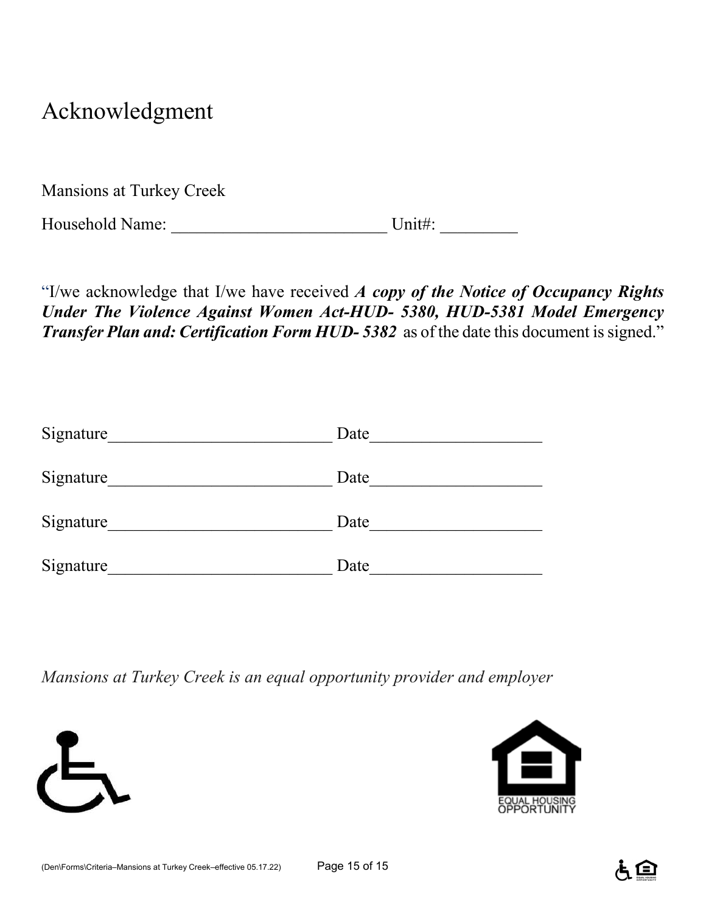# Acknowledgment

Mansions at Turkey Creek

Household Name: _________________________ Unit#: _________

"I/we acknowledge that I/we have received ***A copy of the Notice of Occupancy Rights Under The Violence Against Women Act-HUD- 5380, HUD-5381 Model Emergency Transfer Plan and: Certification Form HUD- 5382*** as of the date this document is signed."

Signature__________________________ Date____________________

Signature__________________________ Date____________________

Signature__________________________ Date____________________

Signature__________________________ Date____________________

*Mansions at Turkey Creek is an equal opportunity provider and employer*

EQUAL HOUSING OPPORTUNITY

(Den\Forms\Criteria–Mansions at Turkey Creek–effective 05.17.22)